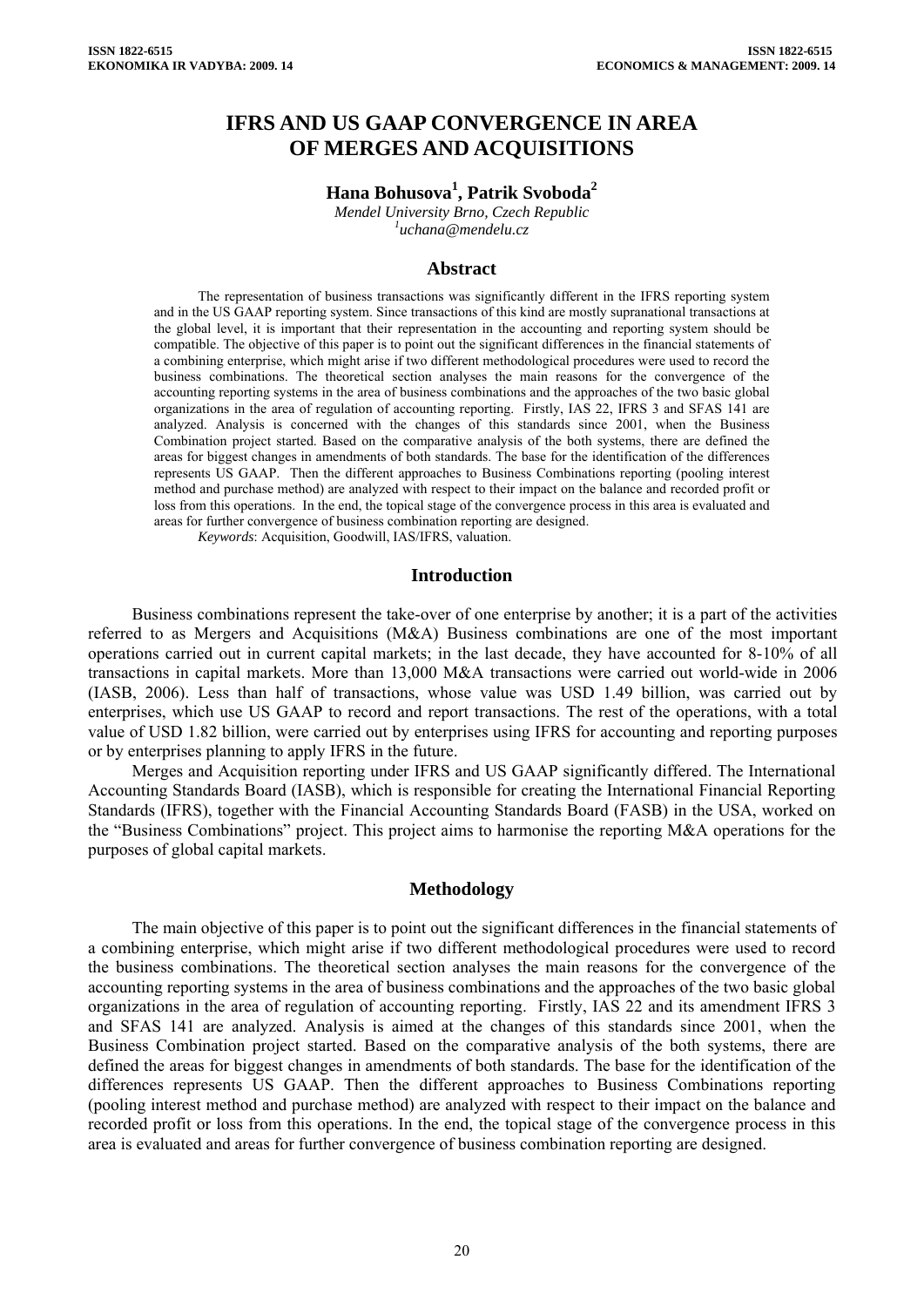# IFRS AND US GAAP CONVERGENCE IN AREA OF MERGES AND ACQUISITIONS

**Hana Bohusova[1], Patrik Svoboda[2]**

*Mendel University Brno, Czech Republic*
*[1]uchana@mendelu.cz*

## Abstract

The representation of business transactions was significantly different in the IFRS reporting system and in the US GAAP reporting system. Since transactions of this kind are mostly supranational transactions at the global level, it is important that their representation in the accounting and reporting system should be compatible. The objective of this paper is to point out the significant differences in the financial statements of a combining enterprise, which might arise if two different methodological procedures were used to record the business combinations. The theoretical section analyses the main reasons for the convergence of the accounting reporting systems in the area of business combinations and the approaches of the two basic global organizations in the area of regulation of accounting reporting. Firstly, IAS 22, IFRS 3 and SFAS 141 are analyzed. Analysis is concerned with the changes of this standards since 2001, when the Business Combination project started. Based on the comparative analysis of the both systems, there are defined the areas for biggest changes in amendments of both standards. The base for the identification of the differences represents US GAAP. Then the different approaches to Business Combinations reporting (pooling interest method and purchase method) are analyzed with respect to their impact on the balance and recorded profit or loss from this operations. In the end, the topical stage of the convergence process in this area is evaluated and areas for further convergence of business combination reporting are designed.

*Keywords*: Acquisition, Goodwill, IAS/IFRS, valuation.

## Introduction

Business combinations represent the take-over of one enterprise by another; it is a part of the activities referred to as Mergers and Acquisitions (M&A) Business combinations are one of the most important operations carried out in current capital markets; in the last decade, they have accounted for 8-10% of all transactions in capital markets. More than 13,000 M&A transactions were carried out world-wide in 2006 (IASB, 2006). Less than half of transactions, whose value was USD 1.49 billion, was carried out by enterprises, which use US GAAP to record and report transactions. The rest of the operations, with a total value of USD 1.82 billion, were carried out by enterprises using IFRS for accounting and reporting purposes or by enterprises planning to apply IFRS in the future.

Merges and Acquisition reporting under IFRS and US GAAP significantly differed. The International Accounting Standards Board (IASB), which is responsible for creating the International Financial Reporting Standards (IFRS), together with the Financial Accounting Standards Board (FASB) in the USA, worked on the "Business Combinations" project. This project aims to harmonise the reporting M&A operations for the purposes of global capital markets.

## Methodology

The main objective of this paper is to point out the significant differences in the financial statements of a combining enterprise, which might arise if two different methodological procedures were used to record the business combinations. The theoretical section analyses the main reasons for the convergence of the accounting reporting systems in the area of business combinations and the approaches of the two basic global organizations in the area of regulation of accounting reporting. Firstly, IAS 22 and its amendment IFRS 3 and SFAS 141 are analyzed. Analysis is aimed at the changes of this standards since 2001, when the Business Combination project started. Based on the comparative analysis of the both systems, there are defined the areas for biggest changes in amendments of both standards. The base for the identification of the differences represents US GAAP. Then the different approaches to Business Combinations reporting (pooling interest method and purchase method) are analyzed with respect to their impact on the balance and recorded profit or loss from this operations. In the end, the topical stage of the convergence process in this area is evaluated and areas for further convergence of business combination reporting are designed.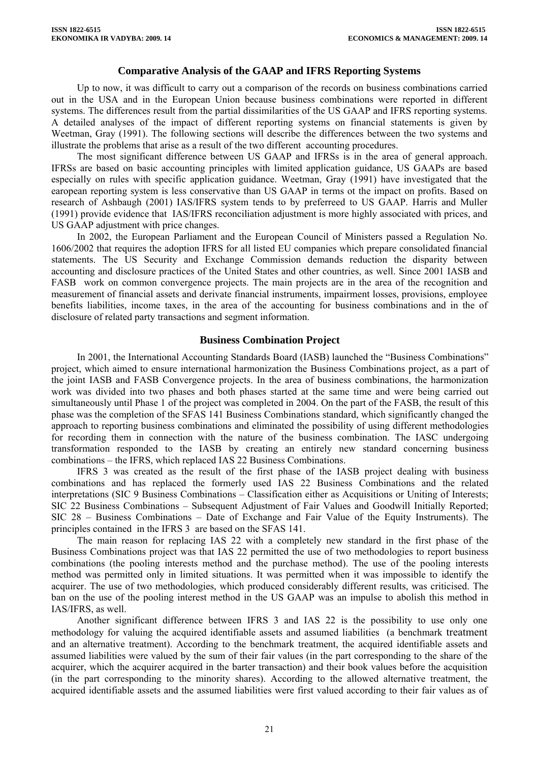## Comparative Analysis of the GAAP and IFRS Reporting Systems

Up to now, it was difficult to carry out a comparison of the records on business combinations carried out in the USA and in the European Union because business combinations were reported in different systems. The differences result from the partial dissimilarities of the US GAAP and IFRS reporting systems. A detailed analyses of the impact of different reporting systems on financial statements is given by Weetman, Gray (1991). The following sections will describe the differences between the two systems and illustrate the problems that arise as a result of the two different accounting procedures.

The most significant difference between US GAAP and IFRSs is in the area of general approach. IFRSs are based on basic accounting principles with limited application guidance, US GAAPs are based especially on rules with specific application guidance. Weetman, Gray (1991) have investigated that the earopean reporting system is less conservative than US GAAP in terms ot the impact on profits. Based on research of Ashbaugh (2001) IAS/IFRS system tends to by preferreed to US GAAP. Harris and Muller (1991) provide evidence that IAS/IFRS reconciliation adjustment is more highly associated with prices, and US GAAP adjustment with price changes.

In 2002, the European Parliament and the European Council of Ministers passed a Regulation No. 1606/2002 that requires the adoption IFRS for all listed EU companies which prepare consolidated financial statements. The US Security and Exchange Commission demands reduction the disparity between accounting and disclosure practices of the United States and other countries, as well. Since 2001 IASB and FASB work on common convergence projects. The main projects are in the area of the recognition and measurement of financial assets and derivate financial instruments, impairment losses, provisions, employee benefits liabilities, income taxes, in the area of the accounting for business combinations and in the of disclosure of related party transactions and segment information.

## Business Combination Project

In 2001, the International Accounting Standards Board (IASB) launched the "Business Combinations" project, which aimed to ensure international harmonization the Business Combinations project, as a part of the joint IASB and FASB Convergence projects. In the area of business combinations, the harmonization work was divided into two phases and both phases started at the same time and were being carried out simultaneously until Phase 1 of the project was completed in 2004. On the part of the FASB, the result of this phase was the completion of the SFAS 141 Business Combinations standard, which significantly changed the approach to reporting business combinations and eliminated the possibility of using different methodologies for recording them in connection with the nature of the business combination. The IASC undergoing transformation responded to the IASB by creating an entirely new standard concerning business combinations – the IFRS, which replaced IAS 22 Business Combinations.

IFRS 3 was created as the result of the first phase of the IASB project dealing with business combinations and has replaced the formerly used IAS 22 Business Combinations and the related interpretations (SIC 9 Business Combinations – Classification either as Acquisitions or Uniting of Interests; SIC 22 Business Combinations – Subsequent Adjustment of Fair Values and Goodwill Initially Reported; SIC 28 – Business Combinations – Date of Exchange and Fair Value of the Equity Instruments). The principles contained in the IFRS 3 are based on the SFAS 141.

The main reason for replacing IAS 22 with a completely new standard in the first phase of the Business Combinations project was that IAS 22 permitted the use of two methodologies to report business combinations (the pooling interests method and the purchase method). The use of the pooling interests method was permitted only in limited situations. It was permitted when it was impossible to identify the acquirer. The use of two methodologies, which produced considerably different results, was criticised. The ban on the use of the pooling interest method in the US GAAP was an impulse to abolish this method in IAS/IFRS, as well.

Another significant difference between IFRS 3 and IAS 22 is the possibility to use only one methodology for valuing the acquired identifiable assets and assumed liabilities (a benchmark treatment and an alternative treatment). According to the benchmark treatment, the acquired identifiable assets and assumed liabilities were valued by the sum of their fair values (in the part corresponding to the share of the acquirer, which the acquirer acquired in the barter transaction) and their book values before the acquisition (in the part corresponding to the minority shares). According to the allowed alternative treatment, the acquired identifiable assets and the assumed liabilities were first valued according to their fair values as of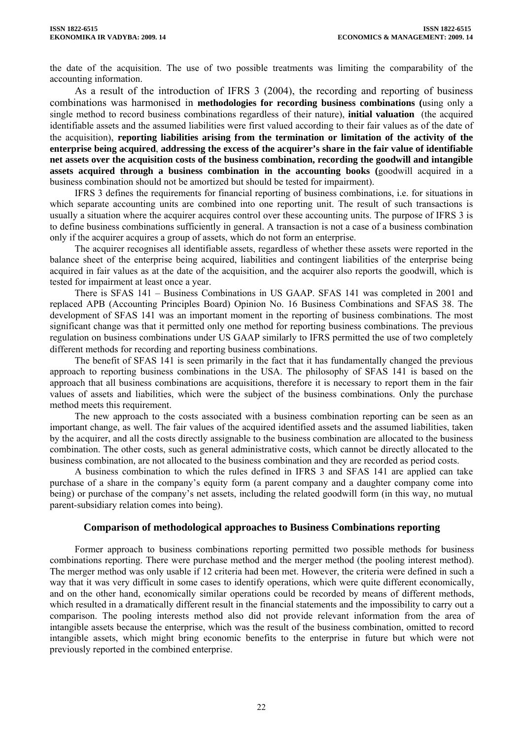the date of the acquisition. The use of two possible treatments was limiting the comparability of the accounting information.

As a result of the introduction of IFRS 3 (2004), the recording and reporting of business combinations was harmonised in **methodologies for recording business combinations (**using only a single method to record business combinations regardless of their nature), **initial valuation** (the acquired identifiable assets and the assumed liabilities were first valued according to their fair values as of the date of the acquisition), **reporting liabilities arising from the termination or limitation of the activity of the enterprise being acquired**, **addressing the excess of the acquirer's share in the fair value of identifiable net assets over the acquisition costs of the business combination, recording the goodwill and intangible assets acquired through a business combination in the accounting books (**goodwill acquired in a business combination should not be amortized but should be tested for impairment).

IFRS 3 defines the requirements for financial reporting of business combinations, i.e. for situations in which separate accounting units are combined into one reporting unit. The result of such transactions is usually a situation where the acquirer acquires control over these accounting units. The purpose of IFRS 3 is to define business combinations sufficiently in general. A transaction is not a case of a business combination only if the acquirer acquires a group of assets, which do not form an enterprise.

The acquirer recognises all identifiable assets, regardless of whether these assets were reported in the balance sheet of the enterprise being acquired, liabilities and contingent liabilities of the enterprise being acquired in fair values as at the date of the acquisition, and the acquirer also reports the goodwill, which is tested for impairment at least once a year.

There is SFAS 141 – Business Combinations in US GAAP. SFAS 141 was completed in 2001 and replaced APB (Accounting Principles Board) Opinion No. 16 Business Combinations and SFAS 38. The development of SFAS 141 was an important moment in the reporting of business combinations. The most significant change was that it permitted only one method for reporting business combinations. The previous regulation on business combinations under US GAAP similarly to IFRS permitted the use of two completely different methods for recording and reporting business combinations.

The benefit of SFAS 141 is seen primarily in the fact that it has fundamentally changed the previous approach to reporting business combinations in the USA. The philosophy of SFAS 141 is based on the approach that all business combinations are acquisitions, therefore it is necessary to report them in the fair values of assets and liabilities, which were the subject of the business combinations. Only the purchase method meets this requirement.

The new approach to the costs associated with a business combination reporting can be seen as an important change, as well. The fair values of the acquired identified assets and the assumed liabilities, taken by the acquirer, and all the costs directly assignable to the business combination are allocated to the business combination. The other costs, such as general administrative costs, which cannot be directly allocated to the business combination, are not allocated to the business combination and they are recorded as period costs.

A business combination to which the rules defined in IFRS 3 and SFAS 141 are applied can take purchase of a share in the company's equity form (a parent company and a daughter company come into being) or purchase of the company's net assets, including the related goodwill form (in this way, no mutual parent-subsidiary relation comes into being).

## Comparison of methodological approaches to Business Combinations reporting

Former approach to business combinations reporting permitted two possible methods for business combinations reporting. There were purchase method and the merger method (the pooling interest method). The merger method was only usable if 12 criteria had been met. However, the criteria were defined in such a way that it was very difficult in some cases to identify operations, which were quite different economically, and on the other hand, economically similar operations could be recorded by means of different methods, which resulted in a dramatically different result in the financial statements and the impossibility to carry out a comparison. The pooling interests method also did not provide relevant information from the area of intangible assets because the enterprise, which was the result of the business combination, omitted to record intangible assets, which might bring economic benefits to the enterprise in future but which were not previously reported in the combined enterprise.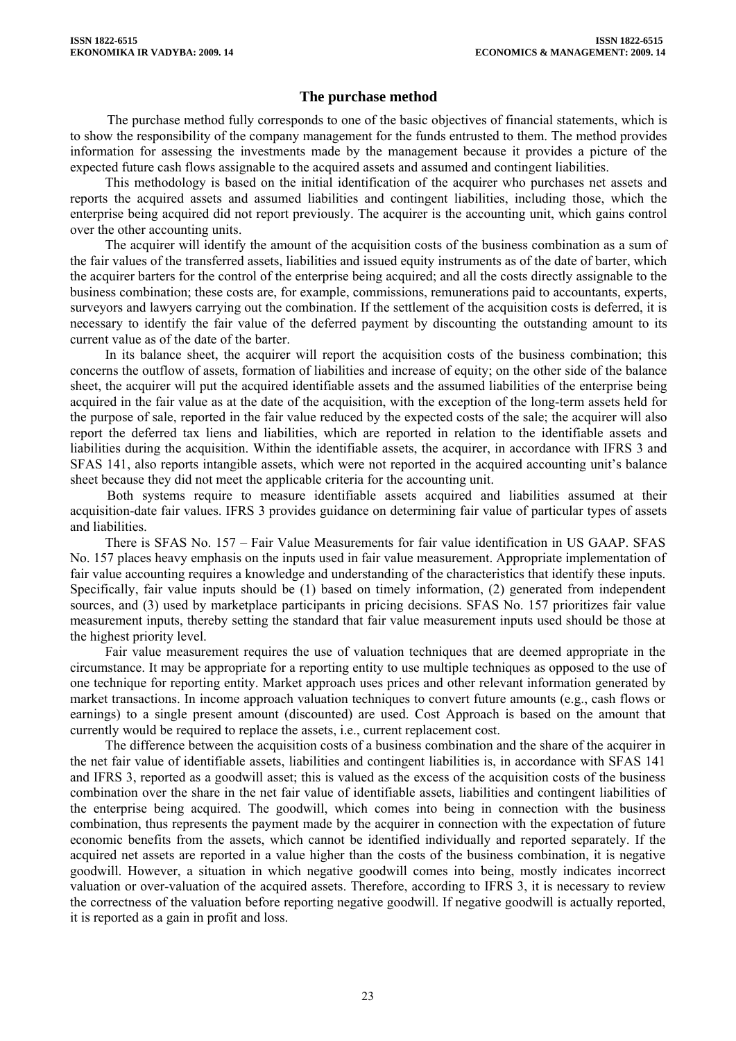## The purchase method

The purchase method fully corresponds to one of the basic objectives of financial statements, which is to show the responsibility of the company management for the funds entrusted to them. The method provides information for assessing the investments made by the management because it provides a picture of the expected future cash flows assignable to the acquired assets and assumed and contingent liabilities.

This methodology is based on the initial identification of the acquirer who purchases net assets and reports the acquired assets and assumed liabilities and contingent liabilities, including those, which the enterprise being acquired did not report previously. The acquirer is the accounting unit, which gains control over the other accounting units.

The acquirer will identify the amount of the acquisition costs of the business combination as a sum of the fair values of the transferred assets, liabilities and issued equity instruments as of the date of barter, which the acquirer barters for the control of the enterprise being acquired; and all the costs directly assignable to the business combination; these costs are, for example, commissions, remunerations paid to accountants, experts, surveyors and lawyers carrying out the combination. If the settlement of the acquisition costs is deferred, it is necessary to identify the fair value of the deferred payment by discounting the outstanding amount to its current value as of the date of the barter.

In its balance sheet, the acquirer will report the acquisition costs of the business combination; this concerns the outflow of assets, formation of liabilities and increase of equity; on the other side of the balance sheet, the acquirer will put the acquired identifiable assets and the assumed liabilities of the enterprise being acquired in the fair value as at the date of the acquisition, with the exception of the long-term assets held for the purpose of sale, reported in the fair value reduced by the expected costs of the sale; the acquirer will also report the deferred tax liens and liabilities, which are reported in relation to the identifiable assets and liabilities during the acquisition. Within the identifiable assets, the acquirer, in accordance with IFRS 3 and SFAS 141, also reports intangible assets, which were not reported in the acquired accounting unit's balance sheet because they did not meet the applicable criteria for the accounting unit.

Both systems require to measure identifiable assets acquired and liabilities assumed at their acquisition-date fair values. IFRS 3 provides guidance on determining fair value of particular types of assets and liabilities.

There is SFAS No. 157 – Fair Value Measurements for fair value identification in US GAAP. SFAS No. 157 places heavy emphasis on the inputs used in fair value measurement. Appropriate implementation of fair value accounting requires a knowledge and understanding of the characteristics that identify these inputs. Specifically, fair value inputs should be (1) based on timely information, (2) generated from independent sources, and (3) used by marketplace participants in pricing decisions. SFAS No. 157 prioritizes fair value measurement inputs, thereby setting the standard that fair value measurement inputs used should be those at the highest priority level.

Fair value measurement requires the use of valuation techniques that are deemed appropriate in the circumstance. It may be appropriate for a reporting entity to use multiple techniques as opposed to the use of one technique for reporting entity. Market approach uses prices and other relevant information generated by market transactions. In income approach valuation techniques to convert future amounts (e.g., cash flows or earnings) to a single present amount (discounted) are used. Cost Approach is based on the amount that currently would be required to replace the assets, i.e., current replacement cost.

The difference between the acquisition costs of a business combination and the share of the acquirer in the net fair value of identifiable assets, liabilities and contingent liabilities is, in accordance with SFAS 141 and IFRS 3, reported as a goodwill asset; this is valued as the excess of the acquisition costs of the business combination over the share in the net fair value of identifiable assets, liabilities and contingent liabilities of the enterprise being acquired. The goodwill, which comes into being in connection with the business combination, thus represents the payment made by the acquirer in connection with the expectation of future economic benefits from the assets, which cannot be identified individually and reported separately. If the acquired net assets are reported in a value higher than the costs of the business combination, it is negative goodwill. However, a situation in which negative goodwill comes into being, mostly indicates incorrect valuation or over-valuation of the acquired assets. Therefore, according to IFRS 3, it is necessary to review the correctness of the valuation before reporting negative goodwill. If negative goodwill is actually reported, it is reported as a gain in profit and loss.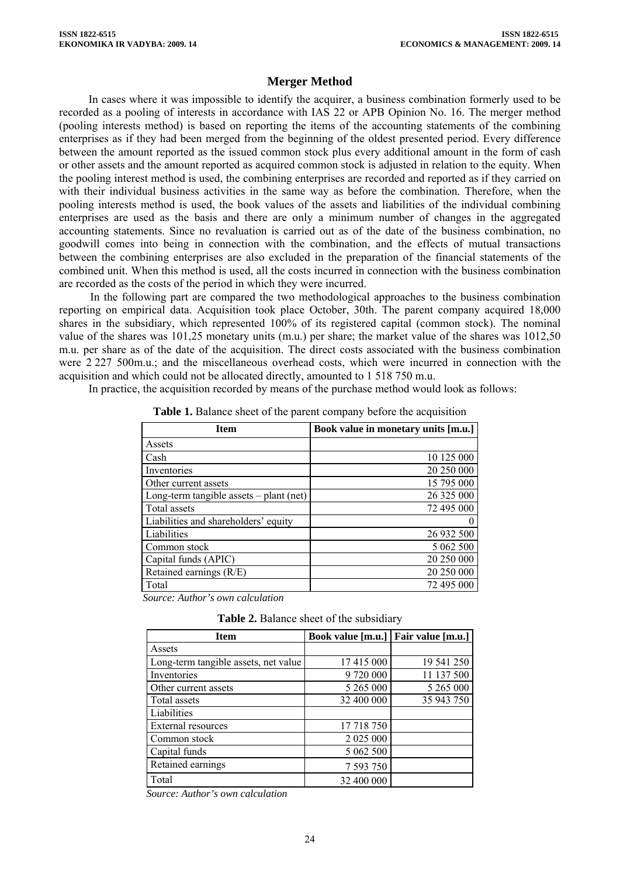## Merger Method

In cases where it was impossible to identify the acquirer, a business combination formerly used to be recorded as a pooling of interests in accordance with IAS 22 or APB Opinion No. 16. The merger method (pooling interests method) is based on reporting the items of the accounting statements of the combining enterprises as if they had been merged from the beginning of the oldest presented period. Every difference between the amount reported as the issued common stock plus every additional amount in the form of cash or other assets and the amount reported as acquired common stock is adjusted in relation to the equity. When the pooling interest method is used, the combining enterprises are recorded and reported as if they carried on with their individual business activities in the same way as before the combination. Therefore, when the pooling interests method is used, the book values of the assets and liabilities of the individual combining enterprises are used as the basis and there are only a minimum number of changes in the aggregated accounting statements. Since no revaluation is carried out as of the date of the business combination, no goodwill comes into being in connection with the combination, and the effects of mutual transactions between the combining enterprises are also excluded in the preparation of the financial statements of the combined unit. When this method is used, all the costs incurred in connection with the business combination are recorded as the costs of the period in which they were incurred.

In the following part are compared the two methodological approaches to the business combination reporting on empirical data. Acquisition took place October, 30th. The parent company acquired 18,000 shares in the subsidiary, which represented 100% of its registered capital (common stock). The nominal value of the shares was 101,25 monetary units (m.u.) per share; the market value of the shares was 1012,50 m.u. per share as of the date of the acquisition. The direct costs associated with the business combination were 2 227 500m.u.; and the miscellaneous overhead costs, which were incurred in connection with the acquisition and which could not be allocated directly, amounted to 1 518 750 m.u.

In practice, the acquisition recorded by means of the purchase method would look as follows:

**Table 1.** Balance sheet of the parent company before the acquisition

| Item | Book value in monetary units [m.u.] |
|---|---|
| Assets | |
| Cash | 10 125 000 |
| Inventories | 20 250 000 |
| Other current assets | 15 795 000 |
| Long-term tangible assets – plant (net) | 26 325 000 |
| Total assets | 72 495 000 |
| Liabilities and shareholders' equity | 0 |
| Liabilities | 26 932 500 |
| Common stock | 5 062 500 |
| Capital funds (APIC) | 20 250 000 |
| Retained earnings (R/E) | 20 250 000 |
| Total | 72 495 000 |

*Source: Author's own calculation*

**Table 2.** Balance sheet of the subsidiary

| Item | Book value [m.u.] | Fair value [m.u.] |
|---|---|---|
| Assets | | |
| Long-term tangible assets, net value | 17 415 000 | 19 541 250 |
| Inventories | 9 720 000 | 11 137 500 |
| Other current assets | 5 265 000 | 5 265 000 |
| Total assets | 32 400 000 | 35 943 750 |
| Liabilities | | |
| External resources | 17 718 750 | |
| Common stock | 2 025 000 | |
| Capital funds | 5 062 500 | |
| Retained earnings | 7 593 750 | |
| Total | 32 400 000 | |

*Source: Author's own calculation*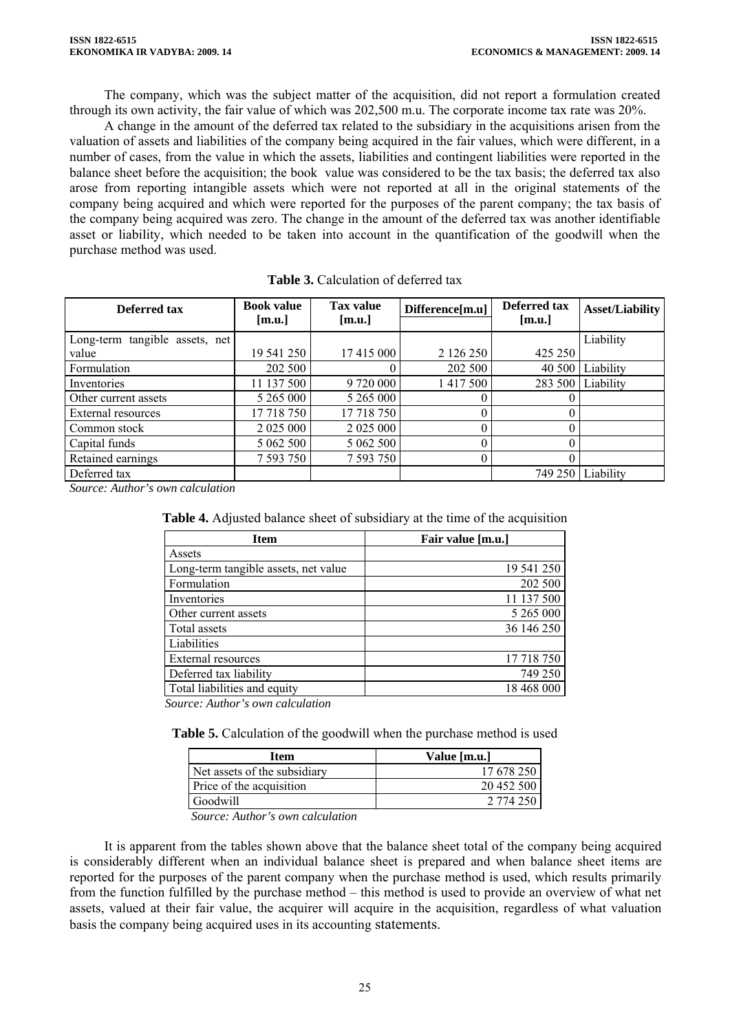The company, which was the subject matter of the acquisition, did not report a formulation created through its own activity, the fair value of which was 202,500 m.u. The corporate income tax rate was 20%.

A change in the amount of the deferred tax related to the subsidiary in the acquisitions arisen from the valuation of assets and liabilities of the company being acquired in the fair values, which were different, in a number of cases, from the value in which the assets, liabilities and contingent liabilities were reported in the balance sheet before the acquisition; the book value was considered to be the tax basis; the deferred tax also arose from reporting intangible assets which were not reported at all in the original statements of the company being acquired and which were reported for the purposes of the parent company; the tax basis of the company being acquired was zero. The change in the amount of the deferred tax was another identifiable asset or liability, which needed to be taken into account in the quantification of the goodwill when the purchase method was used.

**Table 3.** Calculation of deferred tax

| Deferred tax | Book value [m.u.] | Tax value [m.u.] | Difference[m.u] | Deferred tax [m.u.] | Asset/Liability |
|---|---|---|---|---|---|
| Long-term tangible assets, net value | 19 541 250 | 17 415 000 | 2 126 250 | 425 250 | Liability |
| Formulation | 202 500 | 0 | 202 500 | 40 500 | Liability |
| Inventories | 11 137 500 | 9 720 000 | 1 417 500 | 283 500 | Liability |
| Other current assets | 5 265 000 | 5 265 000 | 0 | 0 | |
| External resources | 17 718 750 | 17 718 750 | 0 | 0 | |
| Common stock | 2 025 000 | 2 025 000 | 0 | 0 | |
| Capital funds | 5 062 500 | 5 062 500 | 0 | 0 | |
| Retained earnings | 7 593 750 | 7 593 750 | 0 | 0 | |
| Deferred tax | | | | 749 250 | Liability |

*Source: Author's own calculation*

**Table 4.** Adjusted balance sheet of subsidiary at the time of the acquisition

| Item | Fair value [m.u.] |
|---|---|
| Assets | |
| Long-term tangible assets, net value | 19 541 250 |
| Formulation | 202 500 |
| Inventories | 11 137 500 |
| Other current assets | 5 265 000 |
| Total assets | 36 146 250 |
| Liabilities | |
| External resources | 17 718 750 |
| Deferred tax liability | 749 250 |
| Total liabilities and equity | 18 468 000 |

*Source: Author's own calculation*

**Table 5.** Calculation of the goodwill when the purchase method is used

| Item | Value [m.u.] |
|---|---|
| Net assets of the subsidiary | 17 678 250 |
| Price of the acquisition | 20 452 500 |
| Goodwill | 2 774 250 |

*Source: Author's own calculation*

It is apparent from the tables shown above that the balance sheet total of the company being acquired is considerably different when an individual balance sheet is prepared and when balance sheet items are reported for the purposes of the parent company when the purchase method is used, which results primarily from the function fulfilled by the purchase method – this method is used to provide an overview of what net assets, valued at their fair value, the acquirer will acquire in the acquisition, regardless of what valuation basis the company being acquired uses in its accounting statements.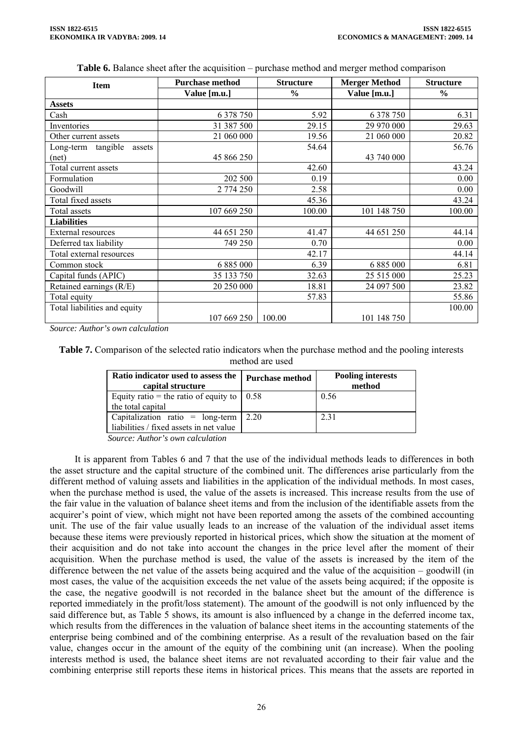**Table 6.** Balance sheet after the acquisition – purchase method and merger method comparison

| Item | Purchase method | Structure | Merger Method | Structure |
|---|---|---|---|---|
| | Value [m.u.] | % | Value [m.u.] | % |
| **Assets** | | | | |
| Cash | 6 378 750 | 5.92 | 6 378 750 | 6.31 |
| Inventories | 31 387 500 | 29.15 | 29 970 000 | 29.63 |
| Other current assets | 21 060 000 | 19.56 | 21 060 000 | 20.82 |
| Long-term tangible assets (net) | 45 866 250 | 54.64 | 43 740 000 | 56.76 |
| Total current assets | | 42.60 | | 43.24 |
| Formulation | 202 500 | 0.19 | | 0.00 |
| Goodwill | 2 774 250 | 2.58 | | 0.00 |
| Total fixed assets | | 45.36 | | 43.24 |
| Total assets | 107 669 250 | 100.00 | 101 148 750 | 100.00 |
| **Liabilities** | | | | |
| External resources | 44 651 250 | 41.47 | 44 651 250 | 44.14 |
| Deferred tax liability | 749 250 | 0.70 | | 0.00 |
| Total external resources | | 42.17 | | 44.14 |
| Common stock | 6 885 000 | 6.39 | 6 885 000 | 6.81 |
| Capital funds (APIC) | 35 133 750 | 32.63 | 25 515 000 | 25.23 |
| Retained earnings (R/E) | 20 250 000 | 18.81 | 24 097 500 | 23.82 |
| Total equity | | 57.83 | | 55.86 |
| Total liabilities and equity | 107 669 250 | 100.00 | 101 148 750 | 100.00 |

*Source: Author's own calculation*

**Table 7.** Comparison of the selected ratio indicators when the purchase method and the pooling interests method are used

| Ratio indicator used to assess the capital structure | Purchase method | Pooling interests method |
|---|---|---|
| Equity ratio = the ratio of equity to the total capital | 0.58 | 0.56 |
| Capitalization ratio = long-term liabilities / fixed assets in net value | 2.20 | 2.31 |

*Source: Author's own calculation*

It is apparent from Tables 6 and 7 that the use of the individual methods leads to differences in both the asset structure and the capital structure of the combined unit. The differences arise particularly from the different method of valuing assets and liabilities in the application of the individual methods. In most cases, when the purchase method is used, the value of the assets is increased. This increase results from the use of the fair value in the valuation of balance sheet items and from the inclusion of the identifiable assets from the acquirer's point of view, which might not have been reported among the assets of the combined accounting unit. The use of the fair value usually leads to an increase of the valuation of the individual asset items because these items were previously reported in historical prices, which show the situation at the moment of their acquisition and do not take into account the changes in the price level after the moment of their acquisition. When the purchase method is used, the value of the assets is increased by the item of the difference between the net value of the assets being acquired and the value of the acquisition – goodwill (in most cases, the value of the acquisition exceeds the net value of the assets being acquired; if the opposite is the case, the negative goodwill is not recorded in the balance sheet but the amount of the difference is reported immediately in the profit/loss statement). The amount of the goodwill is not only influenced by the said difference but, as Table 5 shows, its amount is also influenced by a change in the deferred income tax, which results from the differences in the valuation of balance sheet items in the accounting statements of the enterprise being combined and of the combining enterprise. As a result of the revaluation based on the fair value, changes occur in the amount of the equity of the combining unit (an increase). When the pooling interests method is used, the balance sheet items are not revaluated according to their fair value and the combining enterprise still reports these items in historical prices. This means that the assets are reported in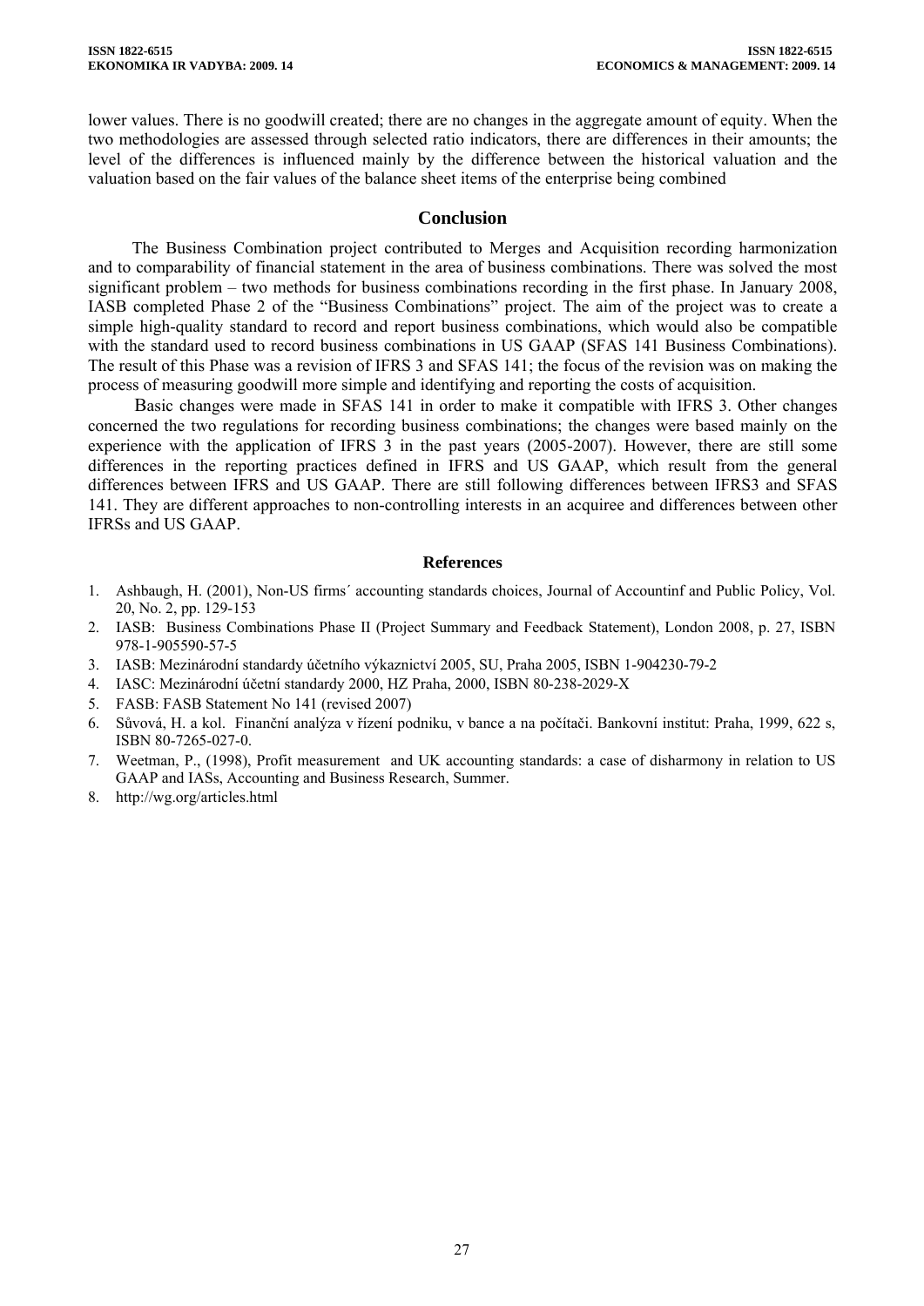lower values. There is no goodwill created; there are no changes in the aggregate amount of equity. When the two methodologies are assessed through selected ratio indicators, there are differences in their amounts; the level of the differences is influenced mainly by the difference between the historical valuation and the valuation based on the fair values of the balance sheet items of the enterprise being combined

## Conclusion

The Business Combination project contributed to Merges and Acquisition recording harmonization and to comparability of financial statement in the area of business combinations. There was solved the most significant problem – two methods for business combinations recording in the first phase. In January 2008, IASB completed Phase 2 of the "Business Combinations" project. The aim of the project was to create a simple high-quality standard to record and report business combinations, which would also be compatible with the standard used to record business combinations in US GAAP (SFAS 141 Business Combinations). The result of this Phase was a revision of IFRS 3 and SFAS 141; the focus of the revision was on making the process of measuring goodwill more simple and identifying and reporting the costs of acquisition.

Basic changes were made in SFAS 141 in order to make it compatible with IFRS 3. Other changes concerned the two regulations for recording business combinations; the changes were based mainly on the experience with the application of IFRS 3 in the past years (2005-2007). However, there are still some differences in the reporting practices defined in IFRS and US GAAP, which result from the general differences between IFRS and US GAAP. There are still following differences between IFRS3 and SFAS 141. They are different approaches to non-controlling interests in an acquiree and differences between other IFRSs and US GAAP.

## References

1. Ashbaugh, H. (2001), Non-US firms´ accounting standards choices, Journal of Accountinf and Public Policy, Vol. 20, No. 2, pp. 129-153
2. IASB: Business Combinations Phase II (Project Summary and Feedback Statement), London 2008, p. 27, ISBN 978-1-905590-57-5
3. IASB: Mezinárodní standardy účetního výkaznictví 2005, SU, Praha 2005, ISBN 1-904230-79-2
4. IASC: Mezinárodní účetní standardy 2000, HZ Praha, 2000, ISBN 80-238-2029-X
5. FASB: FASB Statement No 141 (revised 2007)
6. Sůvová, H. a kol. Finanční analýza v řízení podniku, v bance a na počítači. Bankovní institut: Praha, 1999, 622 s, ISBN 80-7265-027-0.
7. Weetman, P., (1998), Profit measurement and UK accounting standards: a case of disharmony in relation to US GAAP and IASs, Accounting and Business Research, Summer.
8. http://wg.org/articles.html